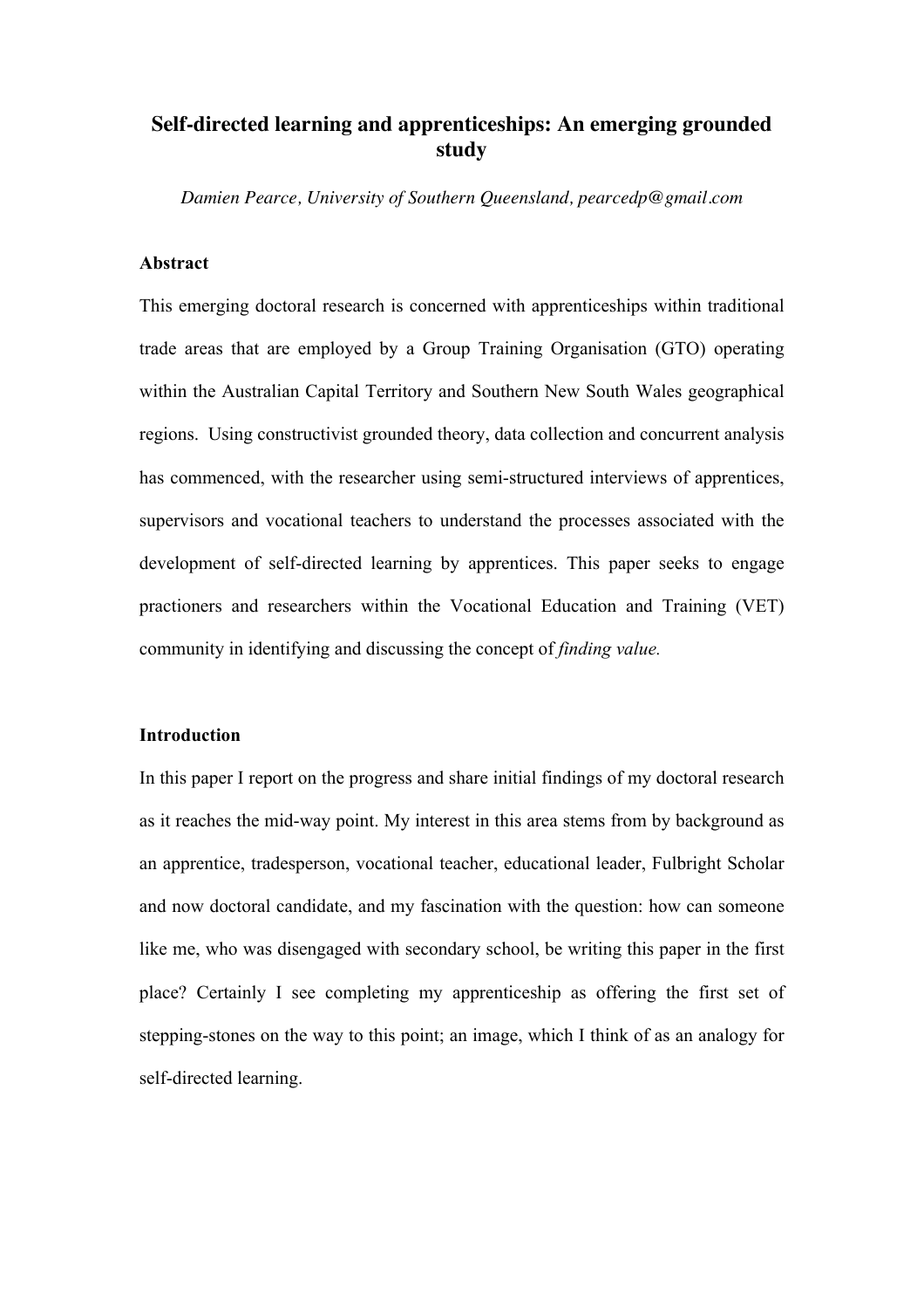# Self-directed learning and apprenticeships: An emerging grounded study

*Damien Pearce, University of Southern Queensland, pearcedp@gmail.com*

## Abstract

This emerging doctoral research is concerned with apprenticeships within traditional trade areas that are employed by a Group Training Organisation (GTO) operating within the Australian Capital Territory and Southern New South Wales geographical regions. Using constructivist grounded theory, data collection and concurrent analysis has commenced, with the researcher using semi-structured interviews of apprentices, supervisors and vocational teachers to understand the processes associated with the development of self-directed learning by apprentices. This paper seeks to engage practioners and researchers within the Vocational Education and Training (VET) community in identifying and discussing the concept of *finding value.*

## Introduction

In this paper I report on the progress and share initial findings of my doctoral research as it reaches the mid-way point. My interest in this area stems from by background as an apprentice, tradesperson, vocational teacher, educational leader, Fulbright Scholar and now doctoral candidate, and my fascination with the question: how can someone like me, who was disengaged with secondary school, be writing this paper in the first place? Certainly I see completing my apprenticeship as offering the first set of stepping-stones on the way to this point; an image, which I think of as an analogy for self-directed learning.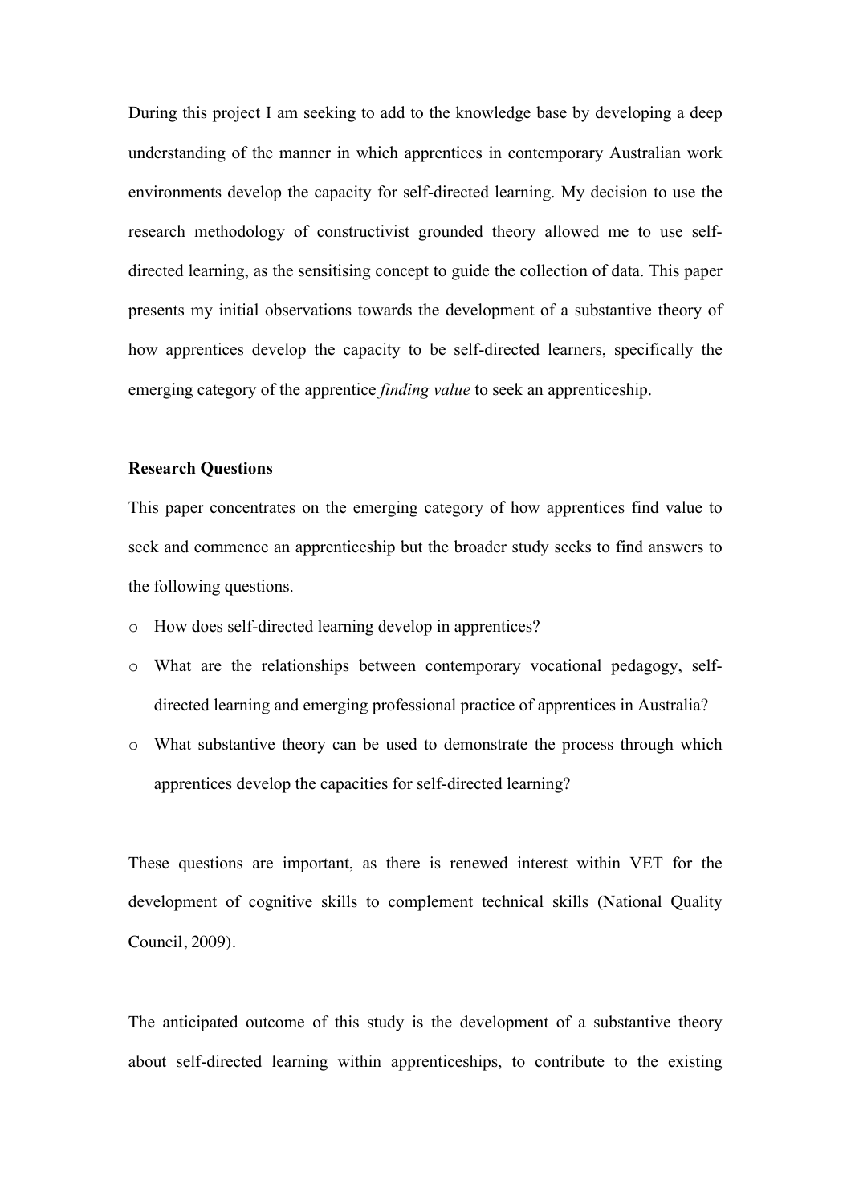During this project I am seeking to add to the knowledge base by developing a deep understanding of the manner in which apprentices in contemporary Australian work environments develop the capacity for self-directed learning. My decision to use the research methodology of constructivist grounded theory allowed me to use self-directed learning, as the sensitising concept to guide the collection of data. This paper presents my initial observations towards the development of a substantive theory of how apprentices develop the capacity to be self-directed learners, specifically the emerging category of the apprentice *finding value* to seek an apprenticeship.

**Research Questions**

This paper concentrates on the emerging category of how apprentices find value to seek and commence an apprenticeship but the broader study seeks to find answers to the following questions.

- How does self-directed learning develop in apprentices?
- What are the relationships between contemporary vocational pedagogy, self-directed learning and emerging professional practice of apprentices in Australia?
- What substantive theory can be used to demonstrate the process through which apprentices develop the capacities for self-directed learning?

These questions are important, as there is renewed interest within VET for the development of cognitive skills to complement technical skills (National Quality Council, 2009).

The anticipated outcome of this study is the development of a substantive theory about self-directed learning within apprenticeships, to contribute to the existing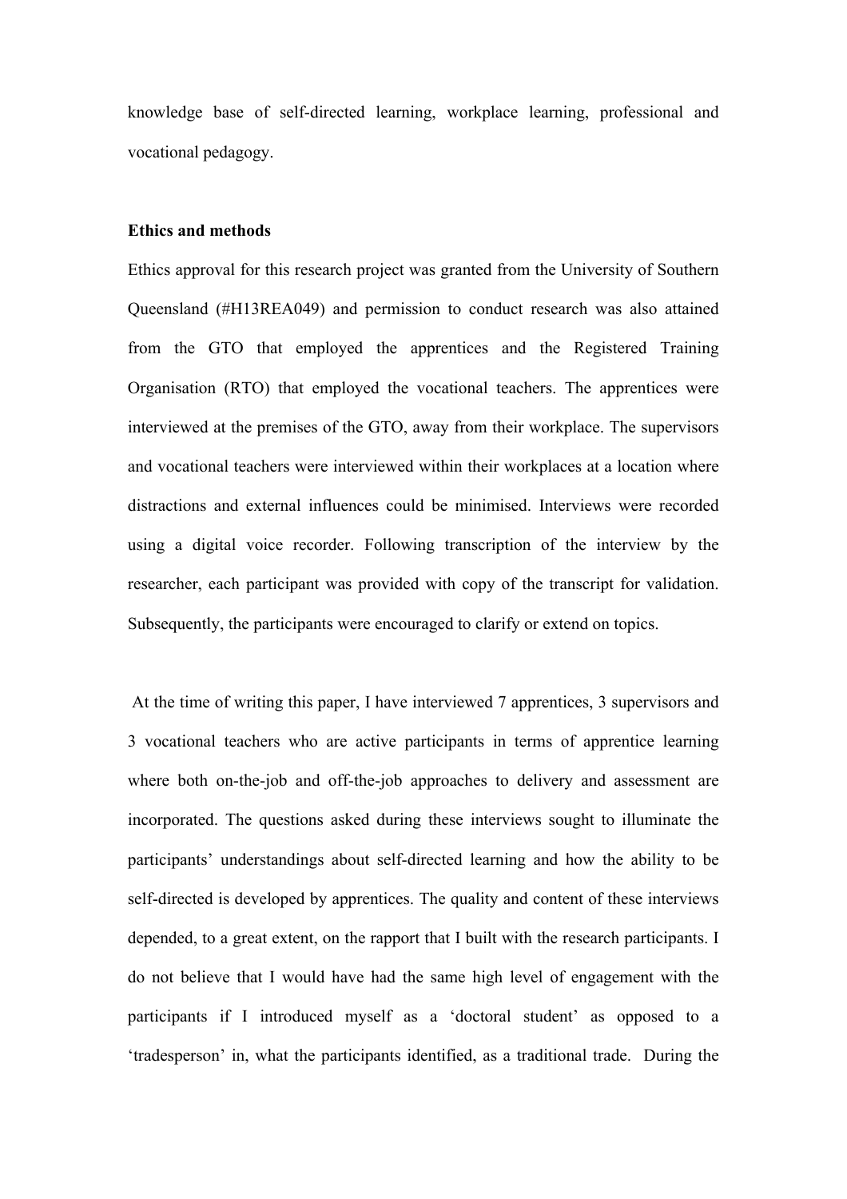knowledge base of self-directed learning, workplace learning, professional and vocational pedagogy.

**Ethics and methods**

Ethics approval for this research project was granted from the University of Southern Queensland (#H13REA049) and permission to conduct research was also attained from the GTO that employed the apprentices and the Registered Training Organisation (RTO) that employed the vocational teachers. The apprentices were interviewed at the premises of the GTO, away from their workplace. The supervisors and vocational teachers were interviewed within their workplaces at a location where distractions and external influences could be minimised. Interviews were recorded using a digital voice recorder. Following transcription of the interview by the researcher, each participant was provided with copy of the transcript for validation. Subsequently, the participants were encouraged to clarify or extend on topics.

At the time of writing this paper, I have interviewed 7 apprentices, 3 supervisors and 3 vocational teachers who are active participants in terms of apprentice learning where both on-the-job and off-the-job approaches to delivery and assessment are incorporated. The questions asked during these interviews sought to illuminate the participants' understandings about self-directed learning and how the ability to be self-directed is developed by apprentices. The quality and content of these interviews depended, to a great extent, on the rapport that I built with the research participants. I do not believe that I would have had the same high level of engagement with the participants if I introduced myself as a 'doctoral student' as opposed to a 'tradesperson' in, what the participants identified, as a traditional trade. During the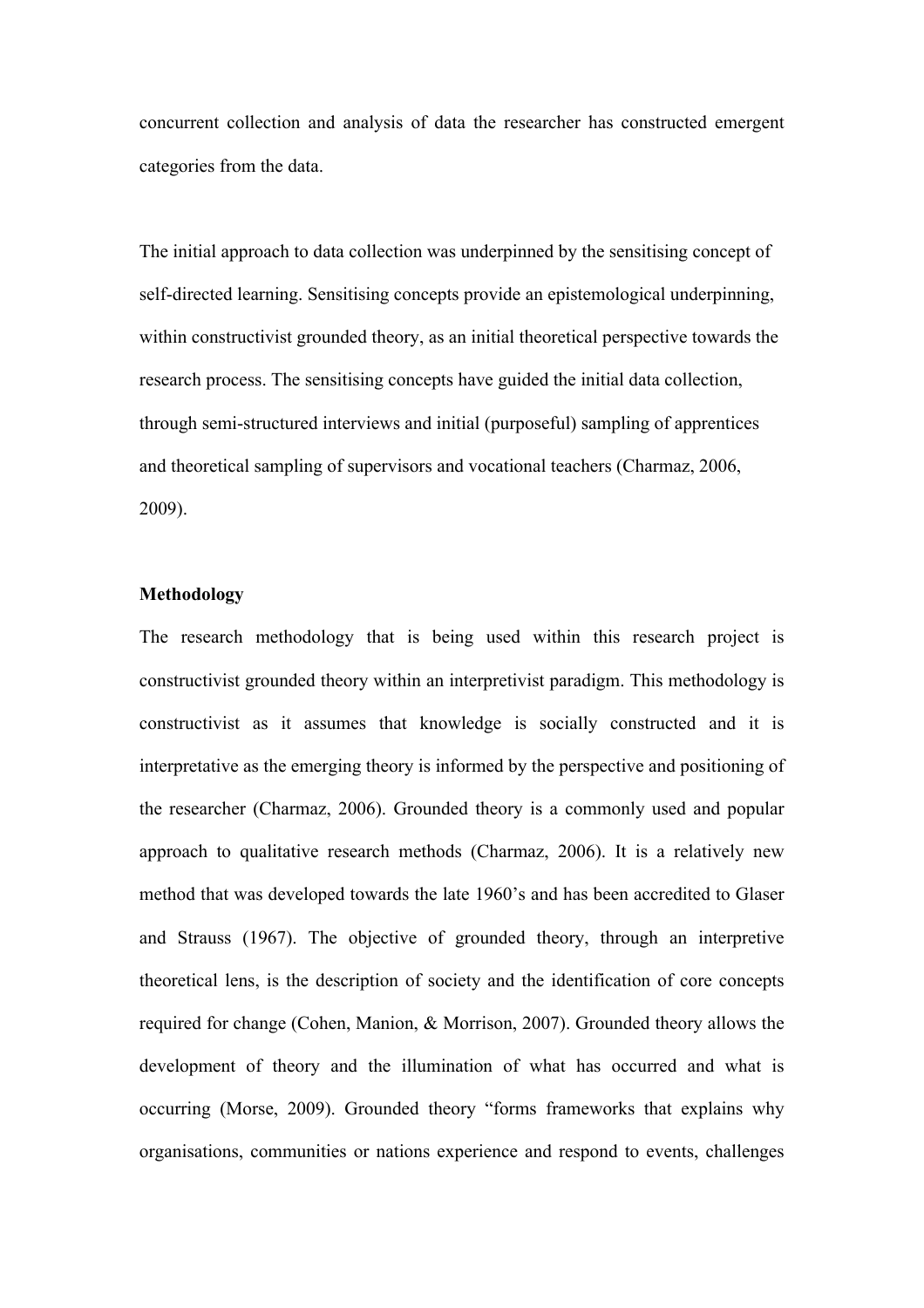concurrent collection and analysis of data the researcher has constructed emergent categories from the data.

The initial approach to data collection was underpinned by the sensitising concept of self-directed learning. Sensitising concepts provide an epistemological underpinning, within constructivist grounded theory, as an initial theoretical perspective towards the research process. The sensitising concepts have guided the initial data collection, through semi-structured interviews and initial (purposeful) sampling of apprentices and theoretical sampling of supervisors and vocational teachers (Charmaz, 2006, 2009).

**Methodology**

The research methodology that is being used within this research project is constructivist grounded theory within an interpretivist paradigm. This methodology is constructivist as it assumes that knowledge is socially constructed and it is interpretative as the emerging theory is informed by the perspective and positioning of the researcher (Charmaz, 2006). Grounded theory is a commonly used and popular approach to qualitative research methods (Charmaz, 2006). It is a relatively new method that was developed towards the late 1960's and has been accredited to Glaser and Strauss (1967). The objective of grounded theory, through an interpretive theoretical lens, is the description of society and the identification of core concepts required for change (Cohen, Manion, & Morrison, 2007). Grounded theory allows the development of theory and the illumination of what has occurred and what is occurring (Morse, 2009). Grounded theory "forms frameworks that explains why organisations, communities or nations experience and respond to events, challenges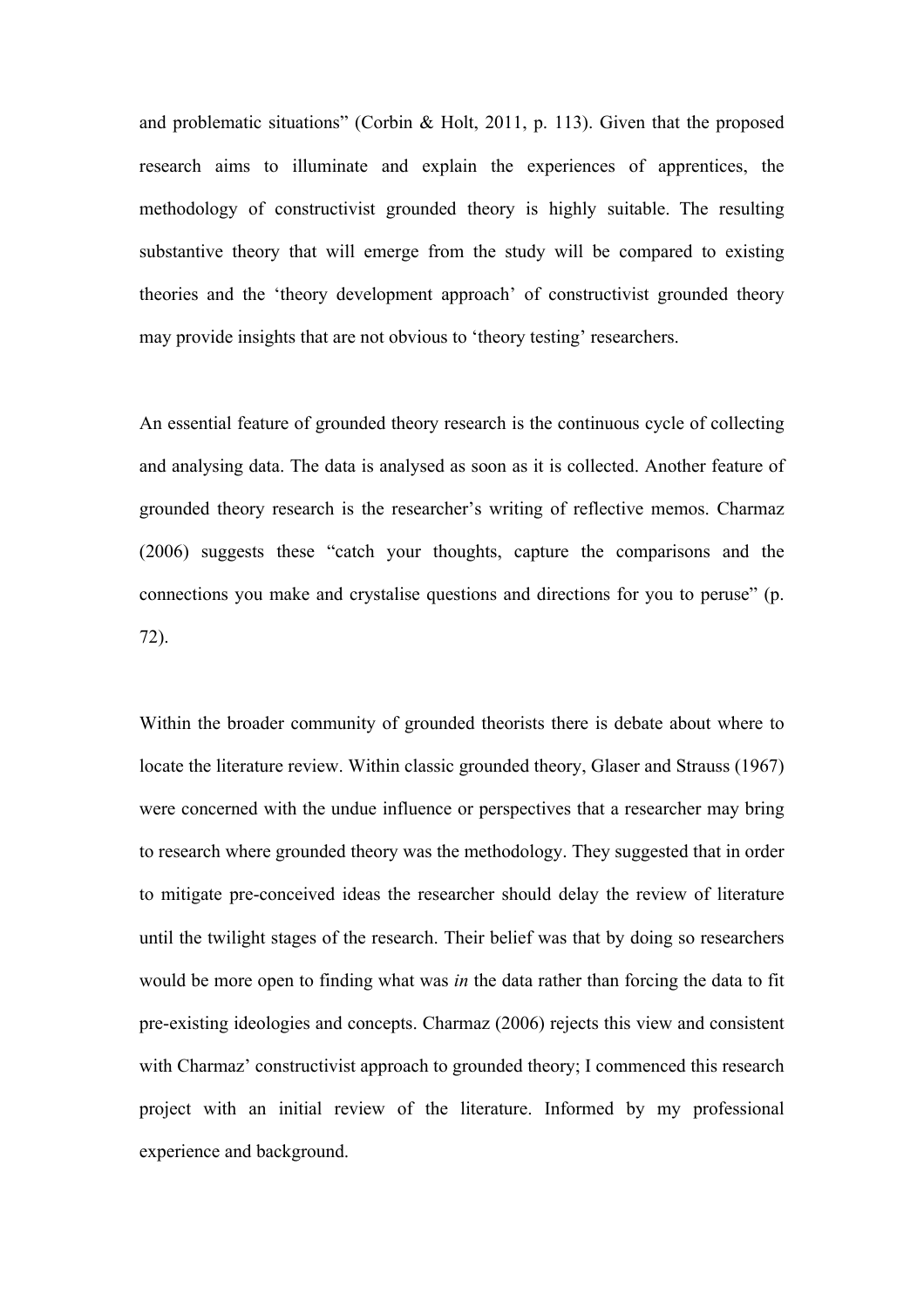and problematic situations" (Corbin & Holt, 2011, p. 113). Given that the proposed research aims to illuminate and explain the experiences of apprentices, the methodology of constructivist grounded theory is highly suitable. The resulting substantive theory that will emerge from the study will be compared to existing theories and the 'theory development approach' of constructivist grounded theory may provide insights that are not obvious to 'theory testing' researchers.

An essential feature of grounded theory research is the continuous cycle of collecting and analysing data. The data is analysed as soon as it is collected. Another feature of grounded theory research is the researcher's writing of reflective memos. Charmaz (2006) suggests these "catch your thoughts, capture the comparisons and the connections you make and crystalise questions and directions for you to peruse" (p. 72).

Within the broader community of grounded theorists there is debate about where to locate the literature review. Within classic grounded theory, Glaser and Strauss (1967) were concerned with the undue influence or perspectives that a researcher may bring to research where grounded theory was the methodology. They suggested that in order to mitigate pre-conceived ideas the researcher should delay the review of literature until the twilight stages of the research. Their belief was that by doing so researchers would be more open to finding what was *in* the data rather than forcing the data to fit pre-existing ideologies and concepts. Charmaz (2006) rejects this view and consistent with Charmaz' constructivist approach to grounded theory; I commenced this research project with an initial review of the literature. Informed by my professional experience and background.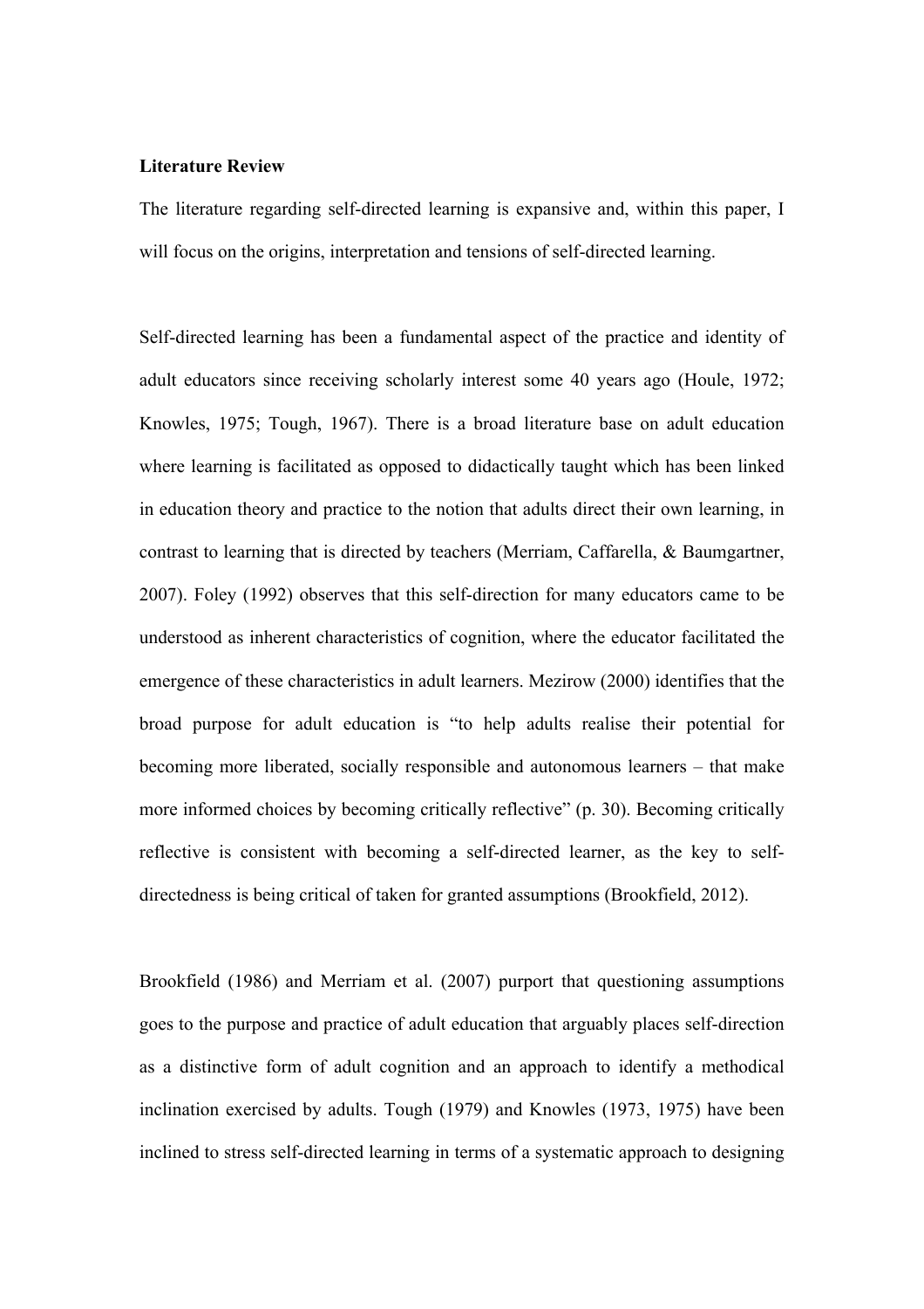**Literature Review**

The literature regarding self-directed learning is expansive and, within this paper, I will focus on the origins, interpretation and tensions of self-directed learning.

Self-directed learning has been a fundamental aspect of the practice and identity of adult educators since receiving scholarly interest some 40 years ago (Houle, 1972; Knowles, 1975; Tough, 1967). There is a broad literature base on adult education where learning is facilitated as opposed to didactically taught which has been linked in education theory and practice to the notion that adults direct their own learning, in contrast to learning that is directed by teachers (Merriam, Caffarella, & Baumgartner, 2007). Foley (1992) observes that this self-direction for many educators came to be understood as inherent characteristics of cognition, where the educator facilitated the emergence of these characteristics in adult learners. Mezirow (2000) identifies that the broad purpose for adult education is "to help adults realise their potential for becoming more liberated, socially responsible and autonomous learners – that make more informed choices by becoming critically reflective" (p. 30). Becoming critically reflective is consistent with becoming a self-directed learner, as the key to self-directedness is being critical of taken for granted assumptions (Brookfield, 2012).

Brookfield (1986) and Merriam et al. (2007) purport that questioning assumptions goes to the purpose and practice of adult education that arguably places self-direction as a distinctive form of adult cognition and an approach to identify a methodical inclination exercised by adults. Tough (1979) and Knowles (1973, 1975) have been inclined to stress self-directed learning in terms of a systematic approach to designing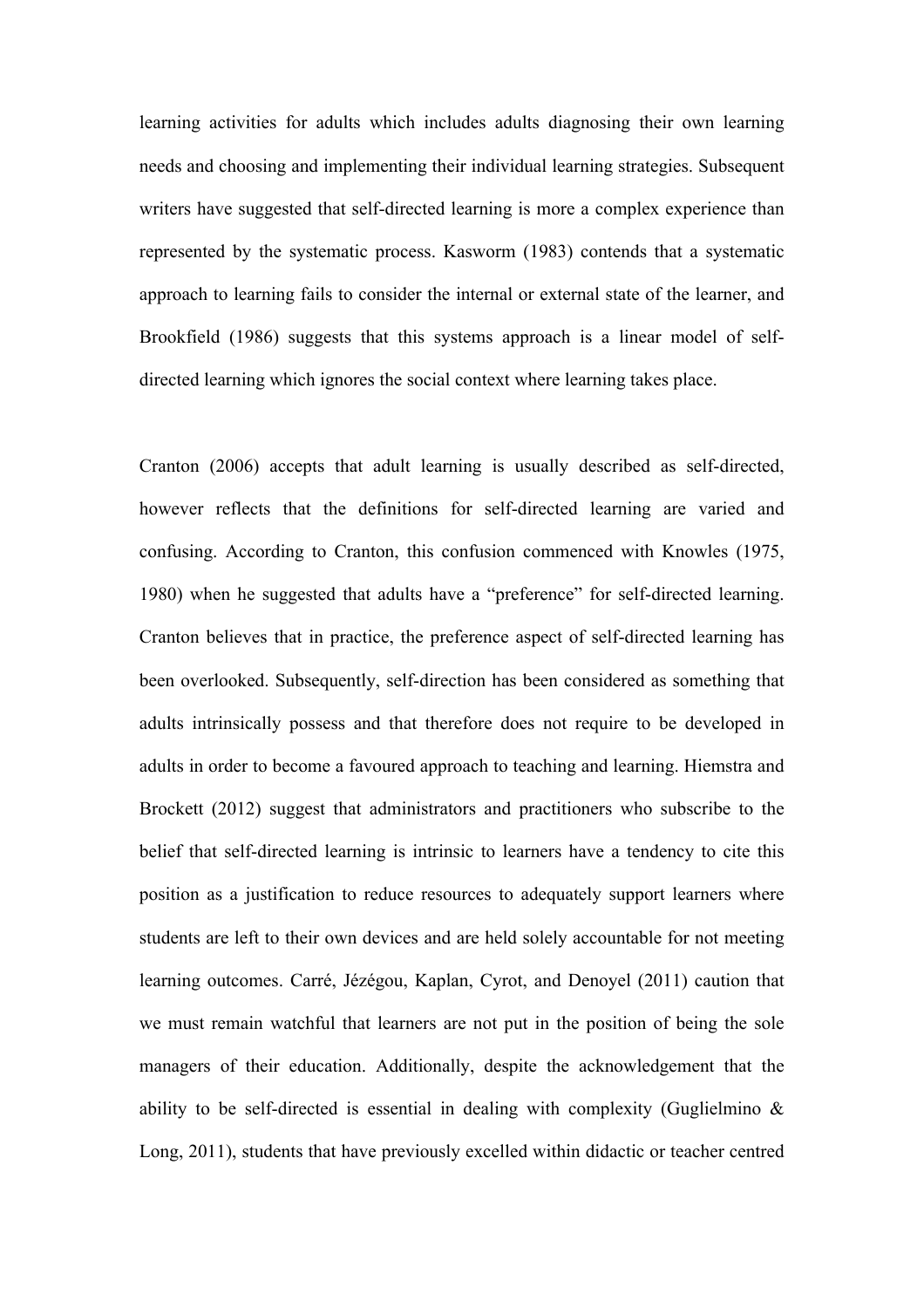learning activities for adults which includes adults diagnosing their own learning needs and choosing and implementing their individual learning strategies. Subsequent writers have suggested that self-directed learning is more a complex experience than represented by the systematic process. Kasworm (1983) contends that a systematic approach to learning fails to consider the internal or external state of the learner, and Brookfield (1986) suggests that this systems approach is a linear model of self-directed learning which ignores the social context where learning takes place.

Cranton (2006) accepts that adult learning is usually described as self-directed, however reflects that the definitions for self-directed learning are varied and confusing. According to Cranton, this confusion commenced with Knowles (1975, 1980) when he suggested that adults have a "preference" for self-directed learning. Cranton believes that in practice, the preference aspect of self-directed learning has been overlooked. Subsequently, self-direction has been considered as something that adults intrinsically possess and that therefore does not require to be developed in adults in order to become a favoured approach to teaching and learning. Hiemstra and Brockett (2012) suggest that administrators and practitioners who subscribe to the belief that self-directed learning is intrinsic to learners have a tendency to cite this position as a justification to reduce resources to adequately support learners where students are left to their own devices and are held solely accountable for not meeting learning outcomes. Carré, Jézégou, Kaplan, Cyrot, and Denoyel (2011) caution that we must remain watchful that learners are not put in the position of being the sole managers of their education. Additionally, despite the acknowledgement that the ability to be self-directed is essential in dealing with complexity (Guglielmino & Long, 2011), students that have previously excelled within didactic or teacher centred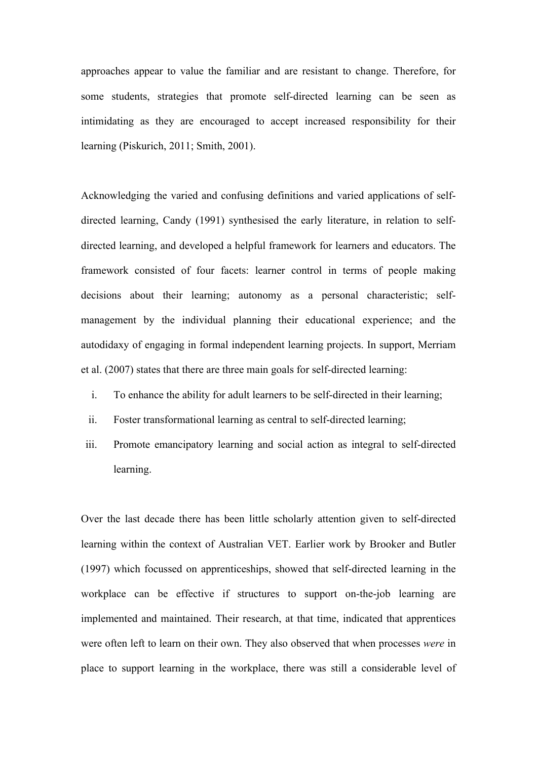approaches appear to value the familiar and are resistant to change. Therefore, for some students, strategies that promote self-directed learning can be seen as intimidating as they are encouraged to accept increased responsibility for their learning (Piskurich, 2011; Smith, 2001).

Acknowledging the varied and confusing definitions and varied applications of self-directed learning, Candy (1991) synthesised the early literature, in relation to self-directed learning, and developed a helpful framework for learners and educators. The framework consisted of four facets: learner control in terms of people making decisions about their learning; autonomy as a personal characteristic; self-management by the individual planning their educational experience; and the autodidaxy of engaging in formal independent learning projects. In support, Merriam et al. (2007) states that there are three main goals for self-directed learning:

i. To enhance the ability for adult learners to be self-directed in their learning;
ii. Foster transformational learning as central to self-directed learning;
iii. Promote emancipatory learning and social action as integral to self-directed learning.

Over the last decade there has been little scholarly attention given to self-directed learning within the context of Australian VET. Earlier work by Brooker and Butler (1997) which focussed on apprenticeships, showed that self-directed learning in the workplace can be effective if structures to support on-the-job learning are implemented and maintained. Their research, at that time, indicated that apprentices were often left to learn on their own. They also observed that when processes *were* in place to support learning in the workplace, there was still a considerable level of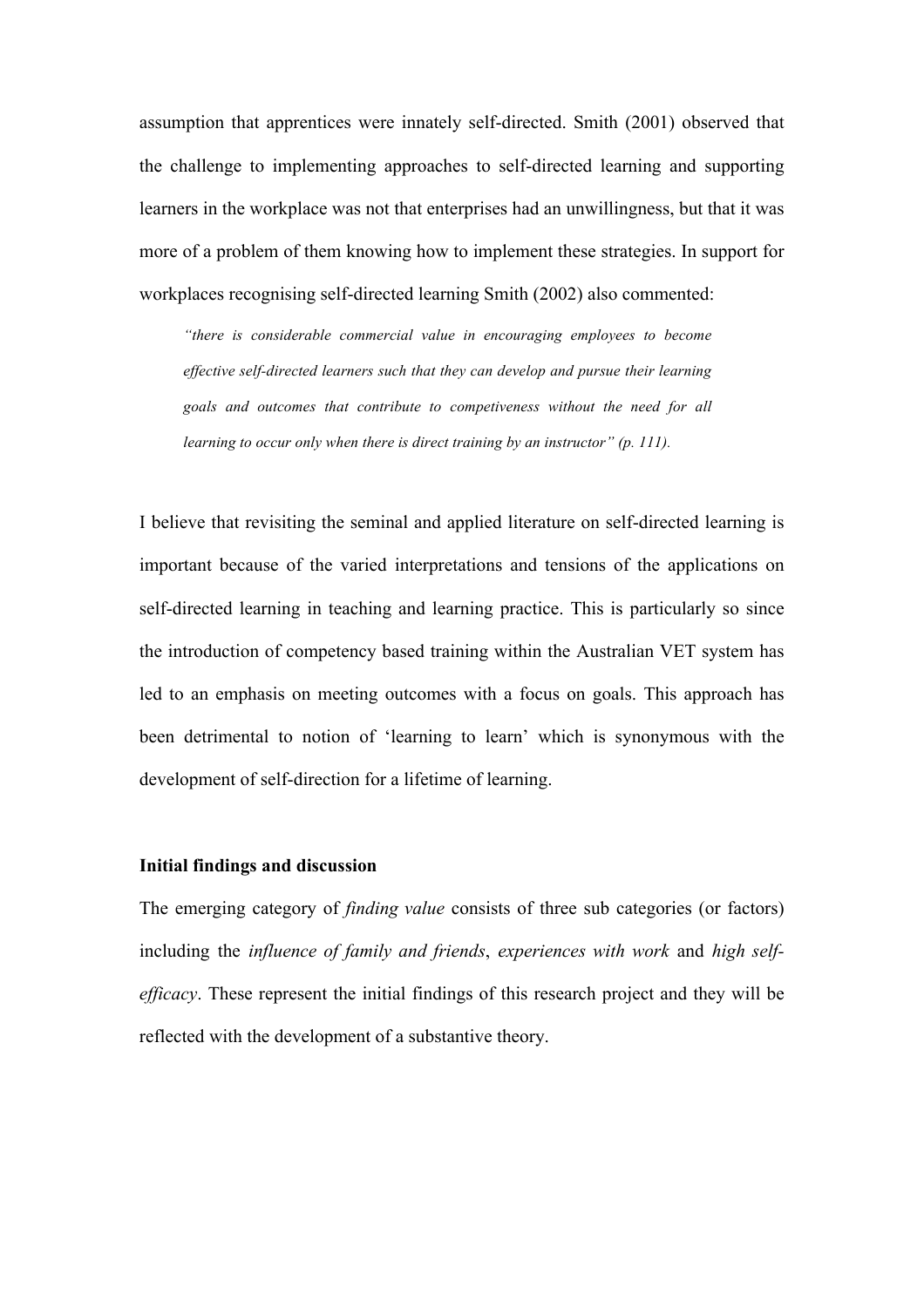assumption that apprentices were innately self-directed. Smith (2001) observed that the challenge to implementing approaches to self-directed learning and supporting learners in the workplace was not that enterprises had an unwillingness, but that it was more of a problem of them knowing how to implement these strategies. In support for workplaces recognising self-directed learning Smith (2002) also commented:

> *"there is considerable commercial value in encouraging employees to become effective self-directed learners such that they can develop and pursue their learning goals and outcomes that contribute to competiveness without the need for all learning to occur only when there is direct training by an instructor" (p. 111).*

I believe that revisiting the seminal and applied literature on self-directed learning is important because of the varied interpretations and tensions of the applications on self-directed learning in teaching and learning practice. This is particularly so since the introduction of competency based training within the Australian VET system has led to an emphasis on meeting outcomes with a focus on goals. This approach has been detrimental to notion of 'learning to learn' which is synonymous with the development of self-direction for a lifetime of learning.

**Initial findings and discussion**

The emerging category of *finding value* consists of three sub categories (or factors) including the *influence of family and friends*, *experiences with work* and *high self-efficacy*. These represent the initial findings of this research project and they will be reflected with the development of a substantive theory.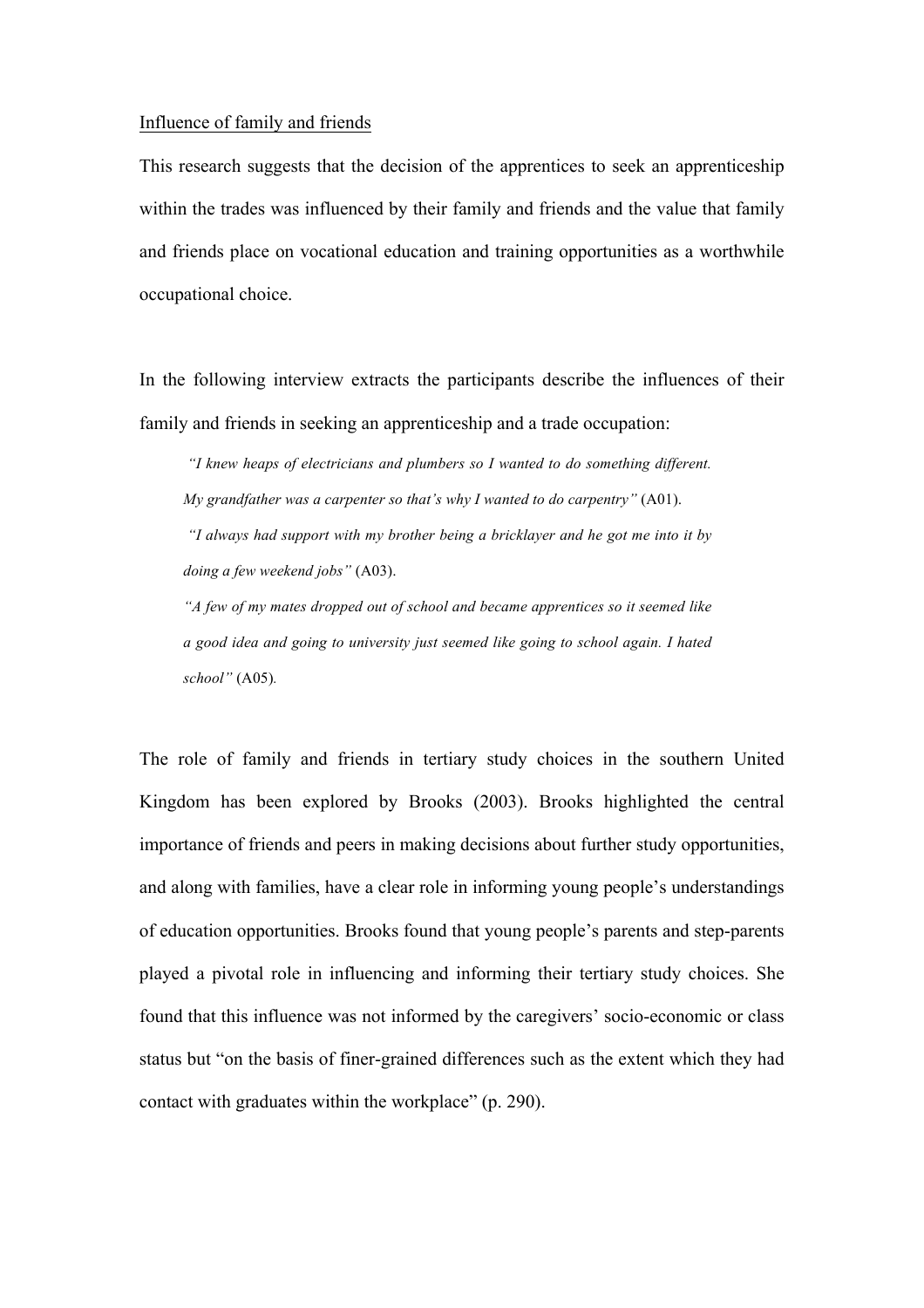<u>Influence of family and friends</u>

This research suggests that the decision of the apprentices to seek an apprenticeship within the trades was influenced by their family and friends and the value that family and friends place on vocational education and training opportunities as a worthwhile occupational choice.

In the following interview extracts the participants describe the influences of their family and friends in seeking an apprenticeship and a trade occupation:

> *"I knew heaps of electricians and plumbers so I wanted to do something different. My grandfather was a carpenter so that's why I wanted to do carpentry"* (A01).
>
> *"I always had support with my brother being a bricklayer and he got me into it by doing a few weekend jobs"* (A03).
>
> *"A few of my mates dropped out of school and became apprentices so it seemed like a good idea and going to university just seemed like going to school again. I hated school"* (A05).

The role of family and friends in tertiary study choices in the southern United Kingdom has been explored by Brooks (2003). Brooks highlighted the central importance of friends and peers in making decisions about further study opportunities, and along with families, have a clear role in informing young people's understandings of education opportunities. Brooks found that young people's parents and step-parents played a pivotal role in influencing and informing their tertiary study choices. She found that this influence was not informed by the caregivers' socio-economic or class status but "on the basis of finer-grained differences such as the extent which they had contact with graduates within the workplace" (p. 290).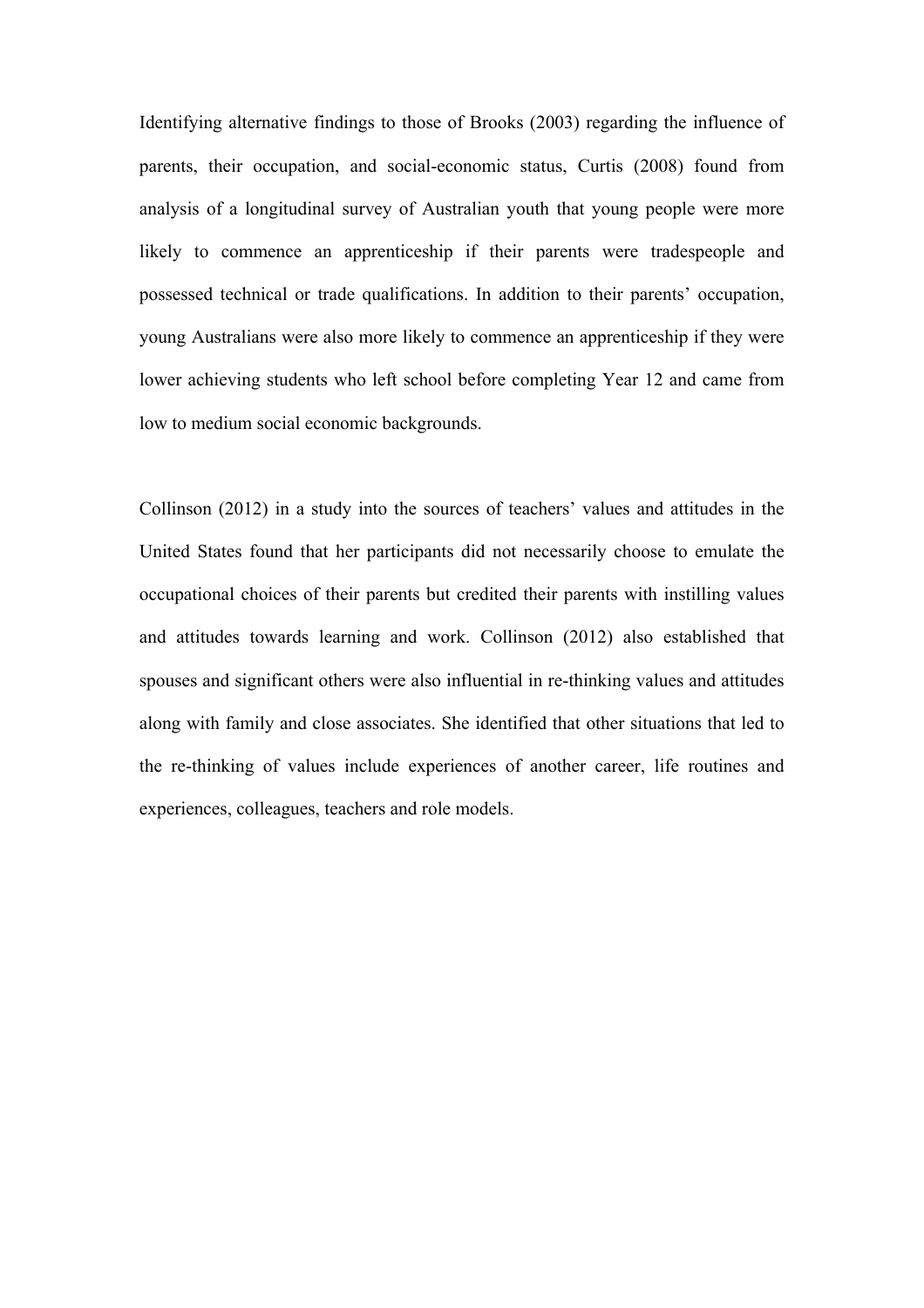Identifying alternative findings to those of Brooks (2003) regarding the influence of parents, their occupation, and social-economic status, Curtis (2008) found from analysis of a longitudinal survey of Australian youth that young people were more likely to commence an apprenticeship if their parents were tradespeople and possessed technical or trade qualifications. In addition to their parents' occupation, young Australians were also more likely to commence an apprenticeship if they were lower achieving students who left school before completing Year 12 and came from low to medium social economic backgrounds.

Collinson (2012) in a study into the sources of teachers' values and attitudes in the United States found that her participants did not necessarily choose to emulate the occupational choices of their parents but credited their parents with instilling values and attitudes towards learning and work. Collinson (2012) also established that spouses and significant others were also influential in re-thinking values and attitudes along with family and close associates. She identified that other situations that led to the re-thinking of values include experiences of another career, life routines and experiences, colleagues, teachers and role models.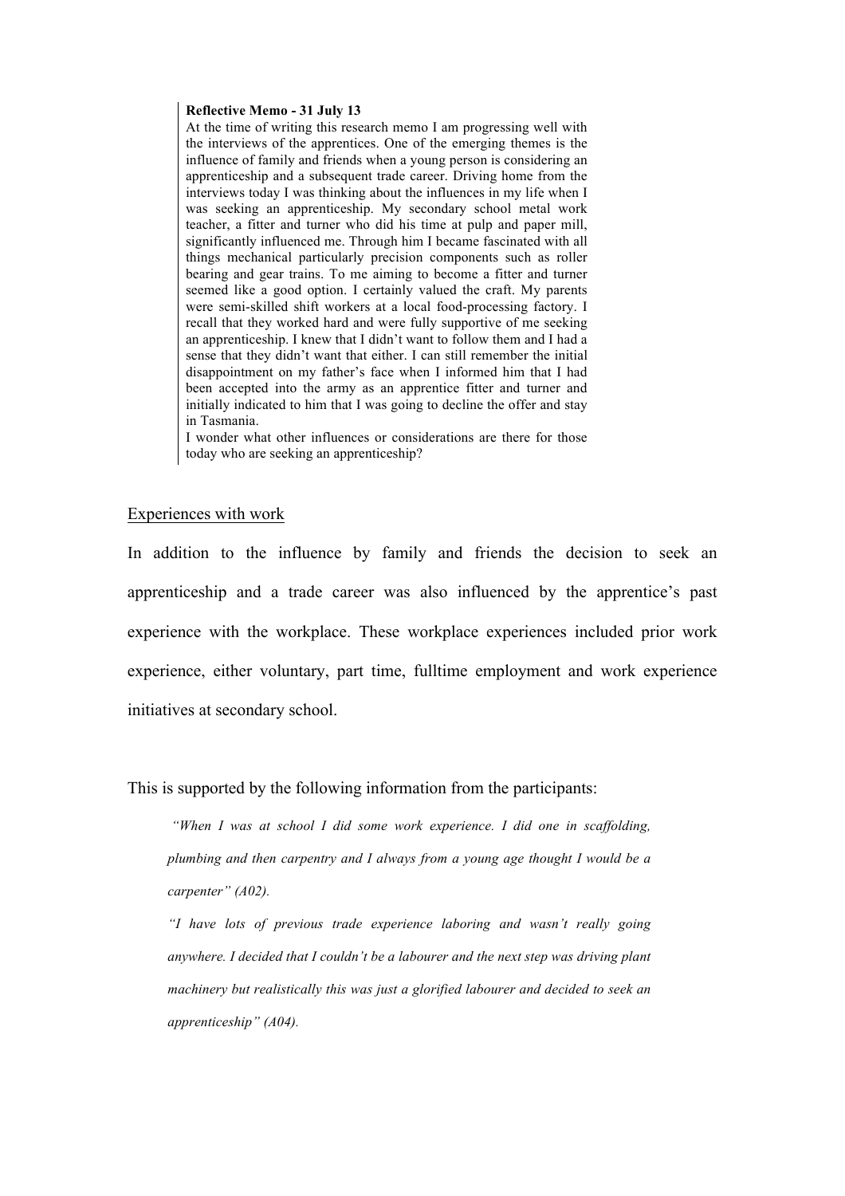> **Reflective Memo - 31 July 13**
> At the time of writing this research memo I am progressing well with the interviews of the apprentices. One of the emerging themes is the influence of family and friends when a young person is considering an apprenticeship and a subsequent trade career. Driving home from the interviews today I was thinking about the influences in my life when I was seeking an apprenticeship. My secondary school metal work teacher, a fitter and turner who did his time at pulp and paper mill, significantly influenced me. Through him I became fascinated with all things mechanical particularly precision components such as roller bearing and gear trains. To me aiming to become a fitter and turner seemed like a good option. I certainly valued the craft. My parents were semi-skilled shift workers at a local food-processing factory. I recall that they worked hard and were fully supportive of me seeking an apprenticeship. I knew that I didn't want to follow them and I had a sense that they didn't want that either. I can still remember the initial disappointment on my father's face when I informed him that I had been accepted into the army as an apprentice fitter and turner and initially indicated to him that I was going to decline the offer and stay in Tasmania.
> I wonder what other influences or considerations are there for those today who are seeking an apprenticeship?

<u>Experiences with work</u>

In addition to the influence by family and friends the decision to seek an apprenticeship and a trade career was also influenced by the apprentice's past experience with the workplace. These workplace experiences included prior work experience, either voluntary, part time, fulltime employment and work experience initiatives at secondary school.

This is supported by the following information from the participants:

> *"When I was at school I did some work experience. I did one in scaffolding, plumbing and then carpentry and I always from a young age thought I would be a carpenter" (A02).*
>
> *"I have lots of previous trade experience laboring and wasn't really going anywhere. I decided that I couldn't be a labourer and the next step was driving plant machinery but realistically this was just a glorified labourer and decided to seek an apprenticeship" (A04).*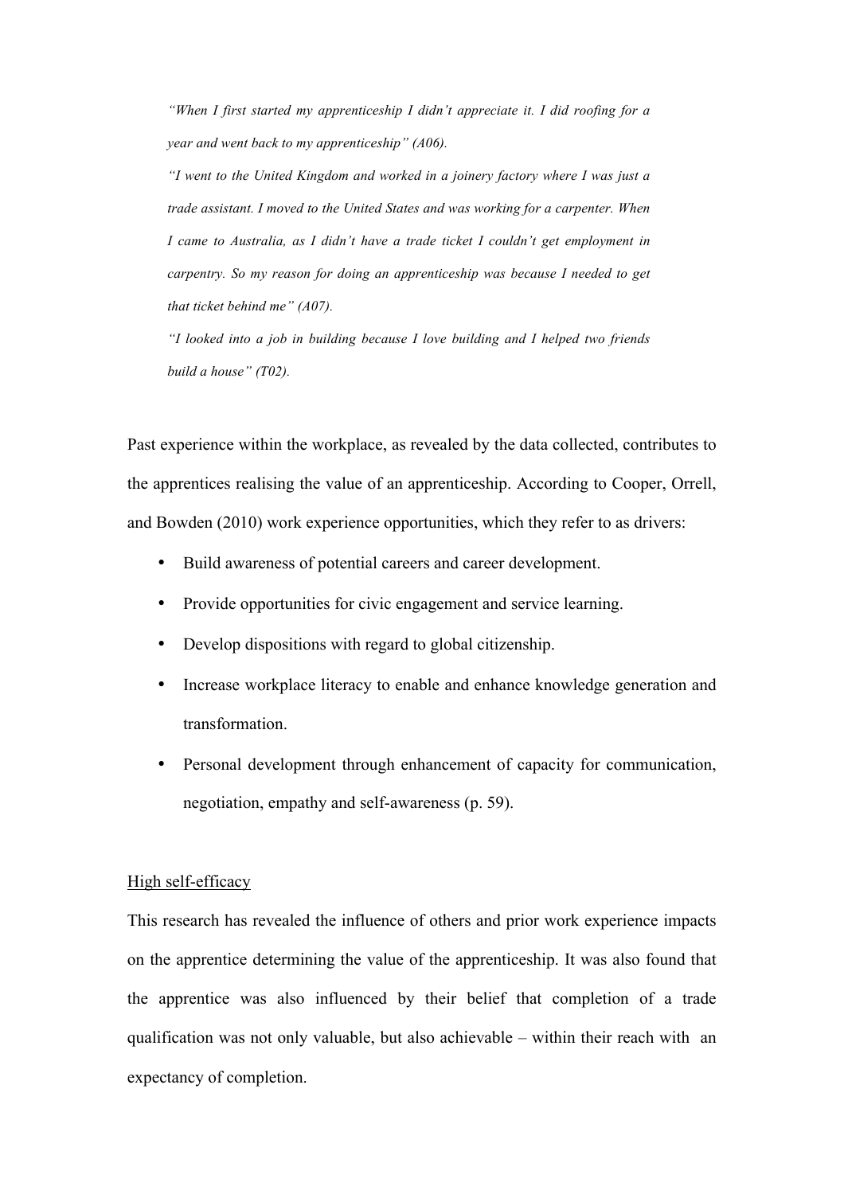*"When I first started my apprenticeship I didn't appreciate it. I did roofing for a year and went back to my apprenticeship" (A06).*

*"I went to the United Kingdom and worked in a joinery factory where I was just a trade assistant. I moved to the United States and was working for a carpenter. When I came to Australia, as I didn't have a trade ticket I couldn't get employment in carpentry. So my reason for doing an apprenticeship was because I needed to get that ticket behind me" (A07).*

*"I looked into a job in building because I love building and I helped two friends build a house" (T02).*

Past experience within the workplace, as revealed by the data collected, contributes to the apprentices realising the value of an apprenticeship. According to Cooper, Orrell, and Bowden (2010) work experience opportunities, which they refer to as drivers:

- Build awareness of potential careers and career development.
- Provide opportunities for civic engagement and service learning.
- Develop dispositions with regard to global citizenship.
- Increase workplace literacy to enable and enhance knowledge generation and transformation.
- Personal development through enhancement of capacity for communication, negotiation, empathy and self-awareness (p. 59).

High self-efficacy

This research has revealed the influence of others and prior work experience impacts on the apprentice determining the value of the apprenticeship. It was also found that the apprentice was also influenced by their belief that completion of a trade qualification was not only valuable, but also achievable – within their reach with an expectancy of completion.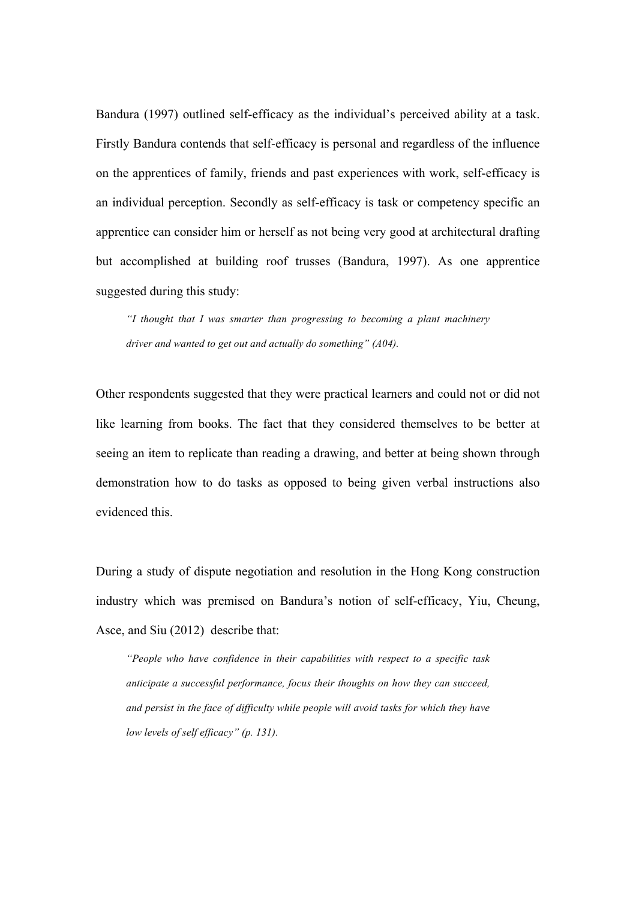Bandura (1997) outlined self-efficacy as the individual's perceived ability at a task. Firstly Bandura contends that self-efficacy is personal and regardless of the influence on the apprentices of family, friends and past experiences with work, self-efficacy is an individual perception. Secondly as self-efficacy is task or competency specific an apprentice can consider him or herself as not being very good at architectural drafting but accomplished at building roof trusses (Bandura, 1997). As one apprentice suggested during this study:

> *"I thought that I was smarter than progressing to becoming a plant machinery driver and wanted to get out and actually do something" (A04).*

Other respondents suggested that they were practical learners and could not or did not like learning from books. The fact that they considered themselves to be better at seeing an item to replicate than reading a drawing, and better at being shown through demonstration how to do tasks as opposed to being given verbal instructions also evidenced this.

During a study of dispute negotiation and resolution in the Hong Kong construction industry which was premised on Bandura's notion of self-efficacy, Yiu, Cheung, Asce, and Siu (2012) describe that:

> *"People who have confidence in their capabilities with respect to a specific task anticipate a successful performance, focus their thoughts on how they can succeed, and persist in the face of difficulty while people will avoid tasks for which they have low levels of self efficacy" (p. 131).*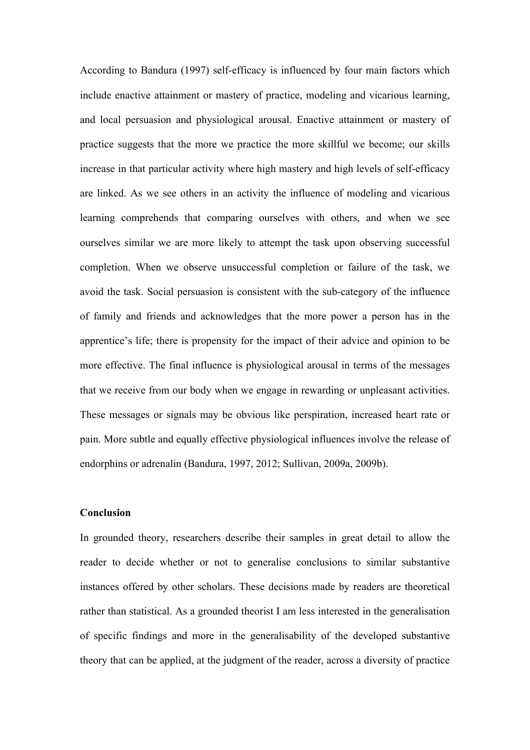According to Bandura (1997) self-efficacy is influenced by four main factors which include enactive attainment or mastery of practice, modeling and vicarious learning, and local persuasion and physiological arousal. Enactive attainment or mastery of practice suggests that the more we practice the more skillful we become; our skills increase in that particular activity where high mastery and high levels of self-efficacy are linked. As we see others in an activity the influence of modeling and vicarious learning comprehends that comparing ourselves with others, and when we see ourselves similar we are more likely to attempt the task upon observing successful completion. When we observe unsuccessful completion or failure of the task, we avoid the task. Social persuasion is consistent with the sub-category of the influence of family and friends and acknowledges that the more power a person has in the apprentice's life; there is propensity for the impact of their advice and opinion to be more effective. The final influence is physiological arousal in terms of the messages that we receive from our body when we engage in rewarding or unpleasant activities. These messages or signals may be obvious like perspiration, increased heart rate or pain. More subtle and equally effective physiological influences involve the release of endorphins or adrenalin (Bandura, 1997, 2012; Sullivan, 2009a, 2009b).

**Conclusion**

In grounded theory, researchers describe their samples in great detail to allow the reader to decide whether or not to generalise conclusions to similar substantive instances offered by other scholars. These decisions made by readers are theoretical rather than statistical. As a grounded theorist I am less interested in the generalisation of specific findings and more in the generalisability of the developed substantive theory that can be applied, at the judgment of the reader, across a diversity of practice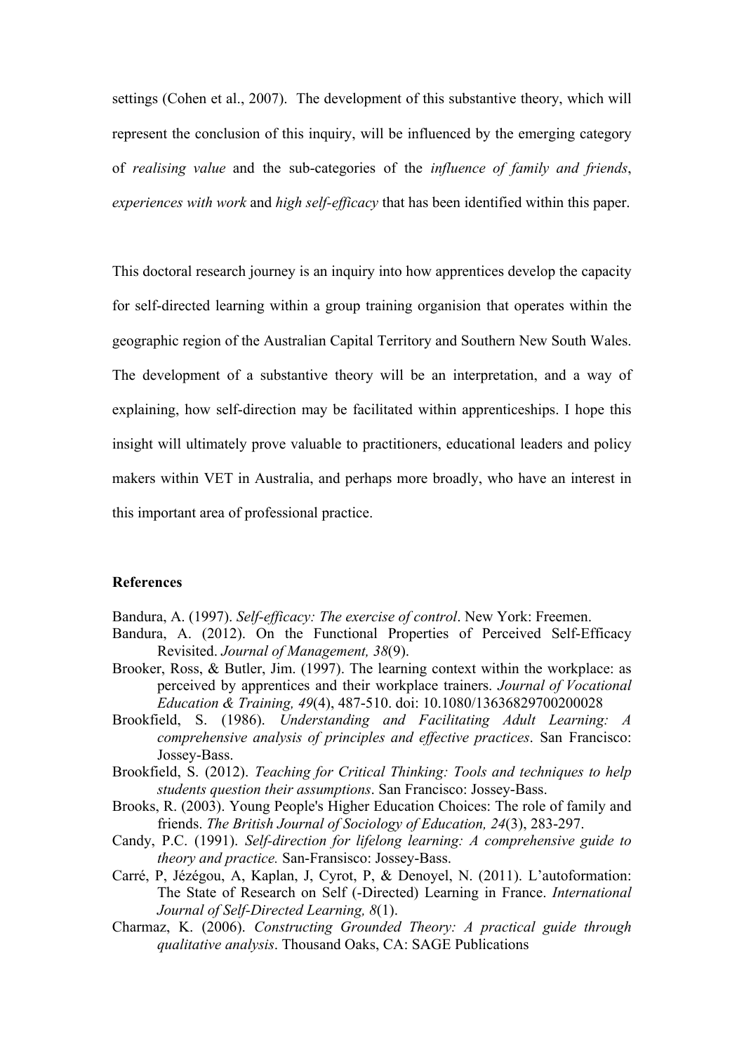settings (Cohen et al., 2007). The development of this substantive theory, which will represent the conclusion of this inquiry, will be influenced by the emerging category of *realising value* and the sub-categories of the *influence of family and friends*, *experiences with work* and *high self-efficacy* that has been identified within this paper.

This doctoral research journey is an inquiry into how apprentices develop the capacity for self-directed learning within a group training organisation that operates within the geographic region of the Australian Capital Territory and Southern New South Wales. The development of a substantive theory will be an interpretation, and a way of explaining, how self-direction may be facilitated within apprenticeships. I hope this insight will ultimately prove valuable to practitioners, educational leaders and policy makers within VET in Australia, and perhaps more broadly, who have an interest in this important area of professional practice.

**References**

Bandura, A. (1997). *Self-efficacy: The exercise of control*. New York: Freemen.

Bandura, A. (2012). On the Functional Properties of Perceived Self-Efficacy Revisited. *Journal of Management, 38*(9).

Brooker, Ross, & Butler, Jim. (1997). The learning context within the workplace: as perceived by apprentices and their workplace trainers. *Journal of Vocational Education & Training, 49*(4), 487-510. doi: 10.1080/13636829700200028

Brookfield, S. (1986). *Understanding and Facilitating Adult Learning: A comprehensive analysis of principles and effective practices*. San Francisco: Jossey-Bass.

Brookfield, S. (2012). *Teaching for Critical Thinking: Tools and techniques to help students question their assumptions*. San Francisco: Jossey-Bass.

Brooks, R. (2003). Young People's Higher Education Choices: The role of family and friends. *The British Journal of Sociology of Education, 24*(3), 283-297.

Candy, P.C. (1991). *Self-direction for lifelong learning: A comprehensive guide to theory and practice.* San-Fransisco: Jossey-Bass.

Carré, P, Jézégou, A, Kaplan, J, Cyrot, P, & Denoyel, N. (2011). L'autoformation: The State of Research on Self (-Directed) Learning in France. *International Journal of Self-Directed Learning, 8*(1).

Charmaz, K. (2006). *Constructing Grounded Theory: A practical guide through qualitative analysis*. Thousand Oaks, CA: SAGE Publications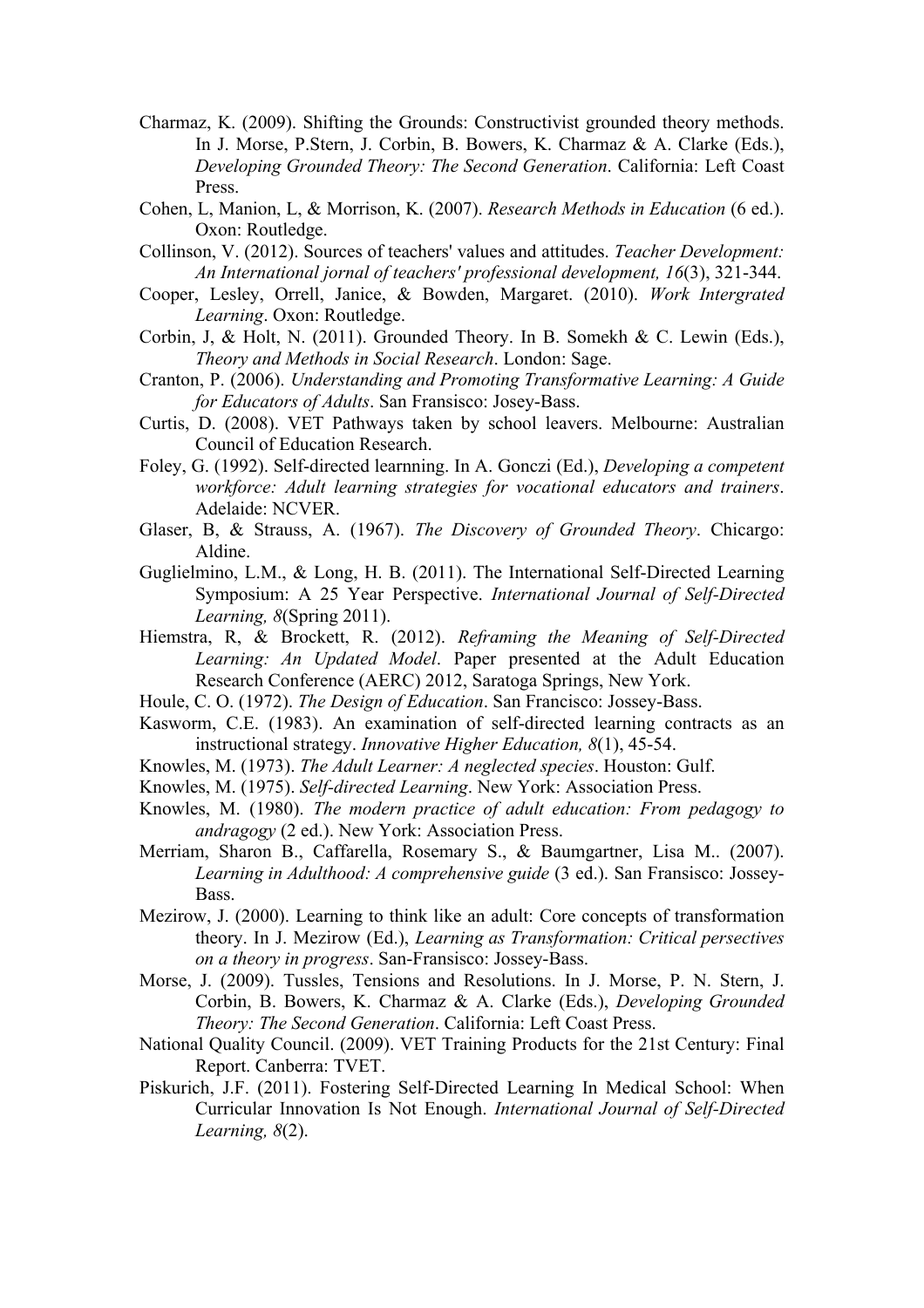Charmaz, K. (2009). Shifting the Grounds: Constructivist grounded theory methods. In J. Morse, P.Stern, J. Corbin, B. Bowers, K. Charmaz & A. Clarke (Eds.), *Developing Grounded Theory: The Second Generation*. California: Left Coast Press.

Cohen, L, Manion, L, & Morrison, K. (2007). *Research Methods in Education* (6 ed.). Oxon: Routledge.

Collinson, V. (2012). Sources of teachers' values and attitudes. *Teacher Development: An International jornal of teachers' professional development, 16*(3), 321-344.

Cooper, Lesley, Orrell, Janice, & Bowden, Margaret. (2010). *Work Intergrated Learning*. Oxon: Routledge.

Corbin, J, & Holt, N. (2011). Grounded Theory. In B. Somekh & C. Lewin (Eds.), *Theory and Methods in Social Research*. London: Sage.

Cranton, P. (2006). *Understanding and Promoting Transformative Learning: A Guide for Educators of Adults*. San Fransisco: Josey-Bass.

Curtis, D. (2008). VET Pathways taken by school leavers. Melbourne: Australian Council of Education Research.

Foley, G. (1992). Self-directed learnning. In A. Gonczi (Ed.), *Developing a competent workforce: Adult learning strategies for vocational educators and trainers*. Adelaide: NCVER.

Glaser, B, & Strauss, A. (1967). *The Discovery of Grounded Theory*. Chicargo: Aldine.

Guglielmino, L.M., & Long, H. B. (2011). The International Self-Directed Learning Symposium: A 25 Year Perspective. *International Journal of Self-Directed Learning, 8*(Spring 2011).

Hiemstra, R, & Brockett, R. (2012). *Reframing the Meaning of Self-Directed Learning: An Updated Model*. Paper presented at the Adult Education Research Conference (AERC) 2012, Saratoga Springs, New York.

Houle, C. O. (1972). *The Design of Education*. San Francisco: Jossey-Bass.

Kasworm, C.E. (1983). An examination of self-directed learning contracts as an instructional strategy. *Innovative Higher Education, 8*(1), 45-54.

Knowles, M. (1973). *The Adult Learner: A neglected species*. Houston: Gulf.

Knowles, M. (1975). *Self-directed Learning*. New York: Association Press.

Knowles, M. (1980). *The modern practice of adult education: From pedagogy to andragogy* (2 ed.). New York: Association Press.

Merriam, Sharon B., Caffarella, Rosemary S., & Baumgartner, Lisa M.. (2007). *Learning in Adulthood: A comprehensive guide* (3 ed.). San Fransisco: Jossey-Bass.

Mezirow, J. (2000). Learning to think like an adult: Core concepts of transformation theory. In J. Mezirow (Ed.), *Learning as Transformation: Critical persectives on a theory in progress*. San-Fransisco: Jossey-Bass.

Morse, J. (2009). Tussles, Tensions and Resolutions. In J. Morse, P. N. Stern, J. Corbin, B. Bowers, K. Charmaz & A. Clarke (Eds.), *Developing Grounded Theory: The Second Generation*. California: Left Coast Press.

National Quality Council. (2009). VET Training Products for the 21st Century: Final Report. Canberra: TVET.

Piskurich, J.F. (2011). Fostering Self-Directed Learning In Medical School: When Curricular Innovation Is Not Enough. *International Journal of Self-Directed Learning, 8*(2).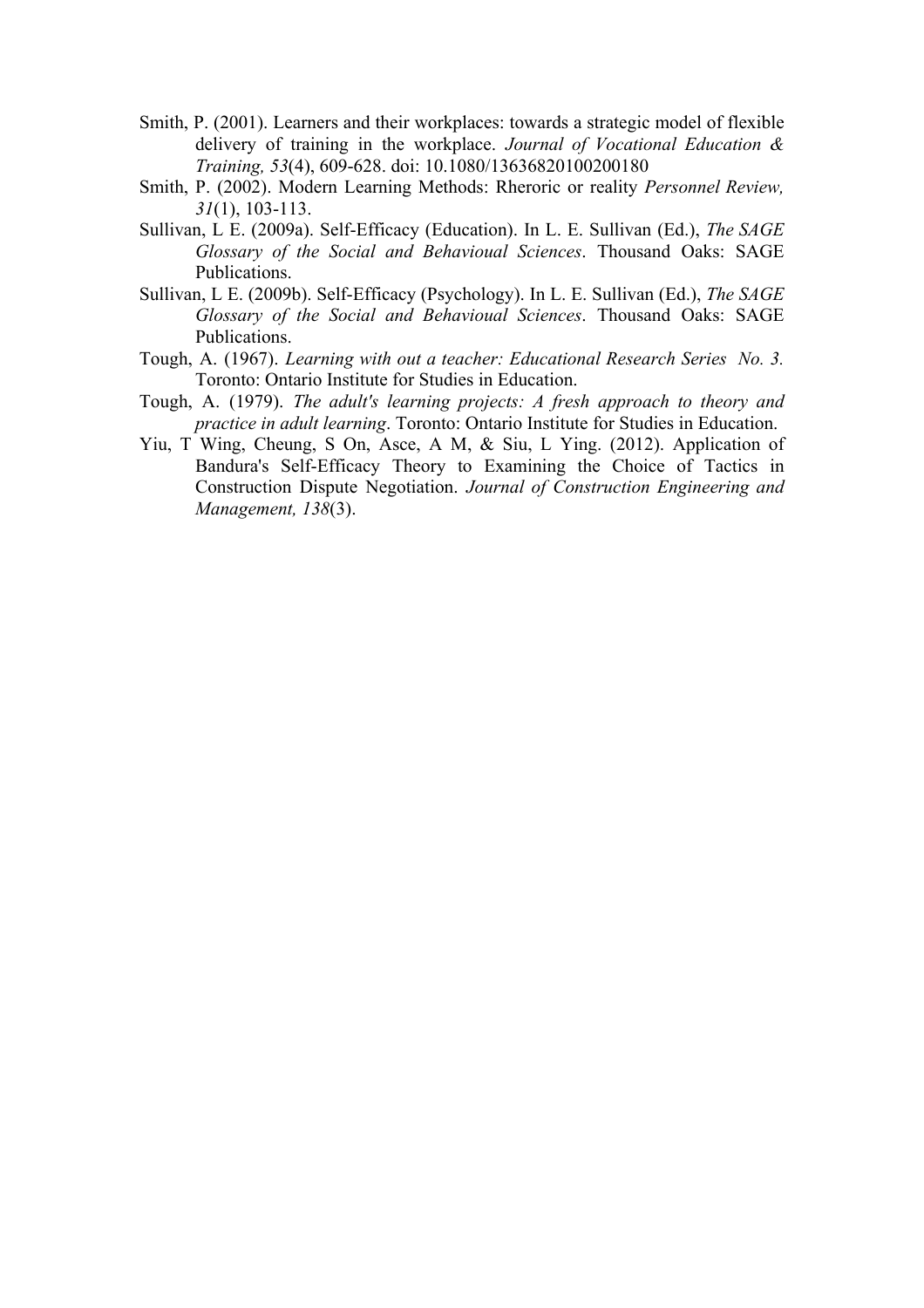Smith, P. (2001). Learners and their workplaces: towards a strategic model of flexible delivery of training in the workplace. *Journal of Vocational Education & Training, 53*(4), 609-628. doi: 10.1080/13636820100200180

Smith, P. (2002). Modern Learning Methods: Rheroric or reality *Personnel Review, 31*(1), 103-113.

Sullivan, L E. (2009a). Self-Efficacy (Education). In L. E. Sullivan (Ed.), *The SAGE Glossary of the Social and Behavioual Sciences*. Thousand Oaks: SAGE Publications.

Sullivan, L E. (2009b). Self-Efficacy (Psychology). In L. E. Sullivan (Ed.), *The SAGE Glossary of the Social and Behavioual Sciences*. Thousand Oaks: SAGE Publications.

Tough, A. (1967). *Learning with out a teacher: Educational Research Series No. 3.* Toronto: Ontario Institute for Studies in Education.

Tough, A. (1979). *The adult's learning projects: A fresh approach to theory and practice in adult learning*. Toronto: Ontario Institute for Studies in Education.

Yiu, T Wing, Cheung, S On, Asce, A M, & Siu, L Ying. (2012). Application of Bandura's Self-Efficacy Theory to Examining the Choice of Tactics in Construction Dispute Negotiation. *Journal of Construction Engineering and Management, 138*(3).